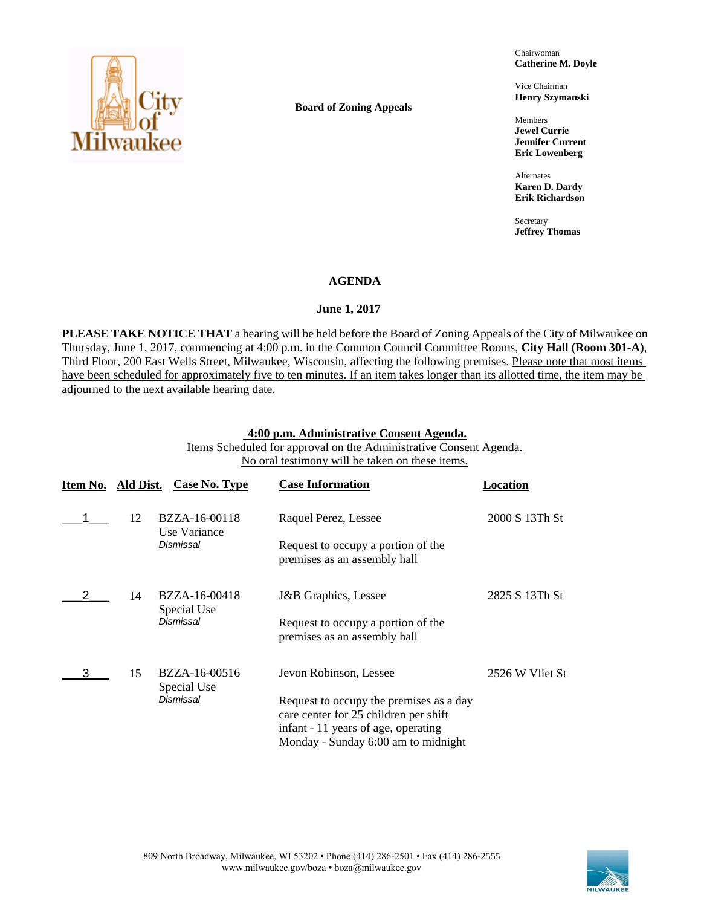**Board of Zoning Appeals**

Chairwoman
**Catherine M. Doyle**

Vice Chairman
**Henry Szymanski**

Members
**Jewel Currie**
**Jennifer Current**
**Eric Lowenberg**

Alternates
**Karen D. Dardy**
**Erik Richardson**

Secretary
**Jeffrey Thomas**

# AGENDA

## June 1, 2017

**PLEASE TAKE NOTICE THAT** a hearing will be held before the Board of Zoning Appeals of the City of Milwaukee on Thursday, June 1, 2017, commencing at 4:00 p.m. in the Common Council Committee Rooms, **City Hall (Room 301-A)**, Third Floor, 200 East Wells Street, Milwaukee, Wisconsin, affecting the following premises. Please note that most items have been scheduled for approximately five to ten minutes. If an item takes longer than its allotted time, the item may be adjourned to the next available hearing date.

### 4:00 p.m. Administrative Consent Agenda.

Items Scheduled for approval on the Administrative Consent Agenda.
No oral testimony will be taken on these items.

| Item No. | Ald Dist. | Case No. Type | Case Information | Location |
|---|---|---|---|---|
| 1 | 12 | BZZA-16-00118 Use Variance *Dismissal* | Raquel Perez, Lessee<br><br>Request to occupy a portion of the premises as an assembly hall | 2000 S 13Th St |
| 2 | 14 | BZZA-16-00418 Special Use *Dismissal* | J&B Graphics, Lessee<br><br>Request to occupy a portion of the premises as an assembly hall | 2825 S 13Th St |
| 3 | 15 | BZZA-16-00516 Special Use *Dismissal* | Jevon Robinson, Lessee<br><br>Request to occupy the premises as a day care center for 25 children per shift infant - 11 years of age, operating Monday - Sunday 6:00 am to midnight | 2526 W Vliet St |

809 North Broadway, Milwaukee, WI 53202 • Phone (414) 286-2501 • Fax (414) 286-2555
www.milwaukee.gov/boza • boza@milwaukee.gov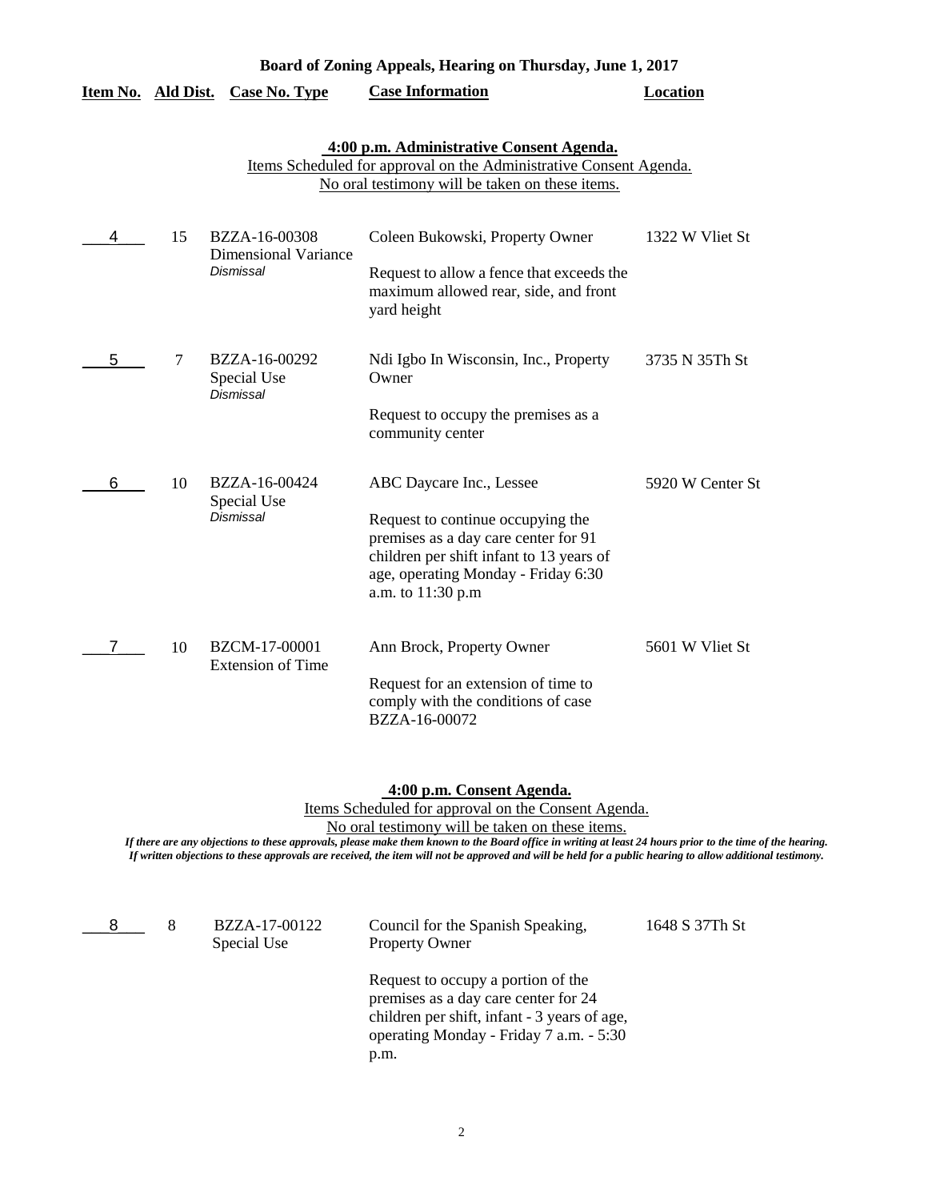**Board of Zoning Appeals, Hearing on Thursday, June 1, 2017**

| Item No. | Ald Dist. | Case No. Type | Case Information | Location |
|---|---|---|---|---|

**4:00 p.m. Administrative Consent Agenda.**
Items Scheduled for approval on the Administrative Consent Agenda.
No oral testimony will be taken on these items.

| Item No. | Ald Dist. | Case No. Type | Case Information | Location |
|---|---|---|---|---|
| 4 | 15 | BZZA-16-00308 Dimensional Variance *Dismissal* | Coleen Bukowski, Property Owner<br><br>Request to allow a fence that exceeds the maximum allowed rear, side, and front yard height | 1322 W Vliet St |
| 5 | 7 | BZZA-16-00292 Special Use *Dismissal* | Ndi Igbo In Wisconsin, Inc., Property Owner<br><br>Request to occupy the premises as a community center | 3735 N 35Th St |
| 6 | 10 | BZZA-16-00424 Special Use *Dismissal* | ABC Daycare Inc., Lessee<br><br>Request to continue occupying the premises as a day care center for 91 children per shift infant to 13 years of age, operating Monday - Friday 6:30 a.m. to 11:30 p.m | 5920 W Center St |
| 7 | 10 | BZCM-17-00001 Extension of Time | Ann Brock, Property Owner<br><br>Request for an extension of time to comply with the conditions of case BZZA-16-00072 | 5601 W Vliet St |

**4:00 p.m. Consent Agenda.**
Items Scheduled for approval on the Consent Agenda.
No oral testimony will be taken on these items.
*If there are any objections to these approvals, please make them known to the Board office in writing at least 24 hours prior to the time of the hearing. If written objections to these approvals are received, the item will not be approved and will be held for a public hearing to allow additional testimony.*

| Item No. | Ald Dist. | Case No. Type | Case Information | Location |
|---|---|---|---|---|
| 8 | 8 | BZZA-17-00122 Special Use | Council for the Spanish Speaking, Property Owner<br><br>Request to occupy a portion of the premises as a day care center for 24 children per shift, infant - 3 years of age, operating Monday - Friday 7 a.m. - 5:30 p.m. | 1648 S 37Th St |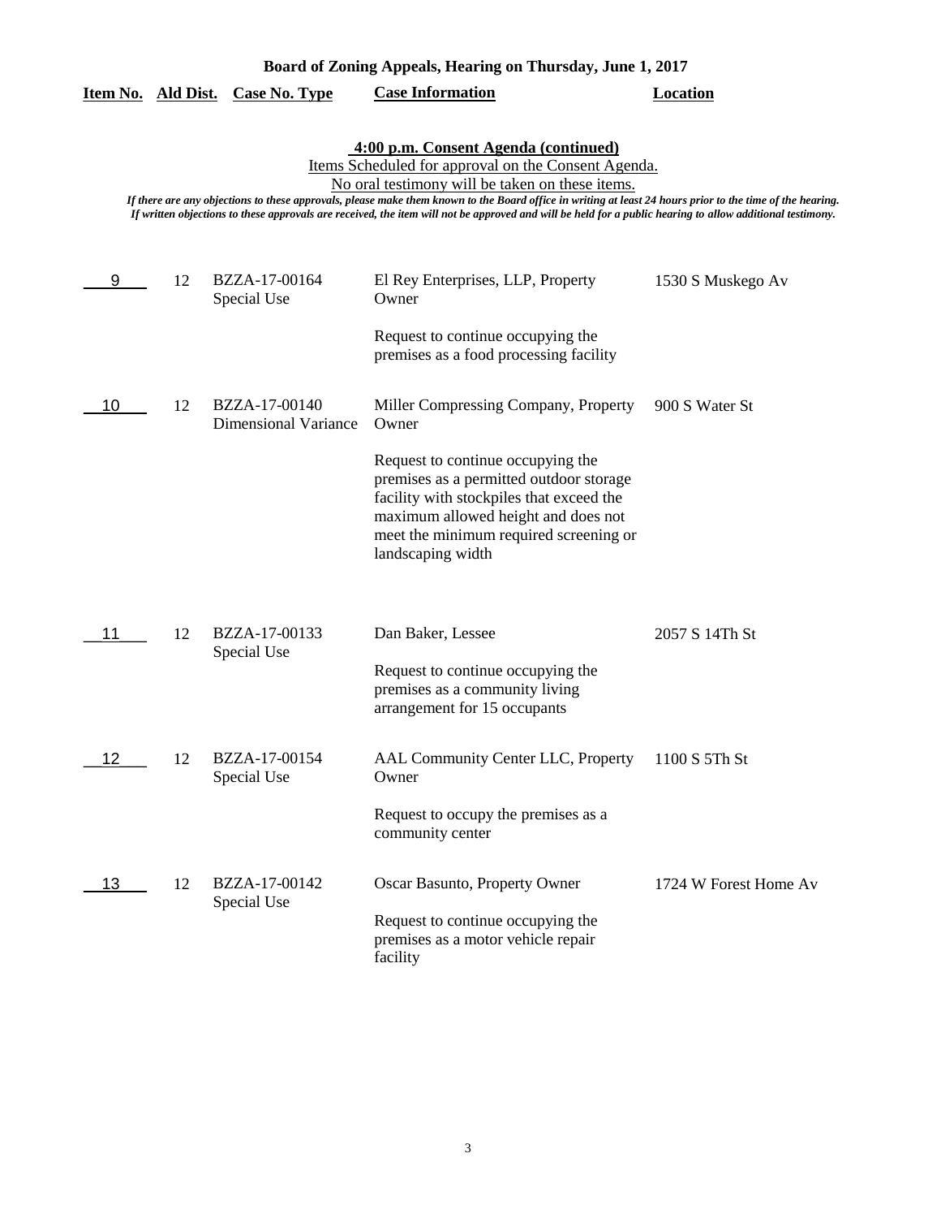## Board of Zoning Appeals, Hearing on Thursday, June 1, 2017

| Item No. | Ald Dist. | Case No. Type | Case Information | Location |
|---|---|---|---|---|

### 4:00 p.m. Consent Agenda (continued)

Items Scheduled for approval on the Consent Agenda.

No oral testimony will be taken on these items.

*If there are any objections to these approvals, please make them known to the Board office in writing at least 24 hours prior to the time of the hearing. If written objections to these approvals are received, the item will not be approved and will be held for a public hearing to allow additional testimony.*

| Item No. | Ald Dist. | Case No. Type | Case Information | Location |
|---|---|---|---|---|
| 9 | 12 | BZZA-17-00164 Special Use | El Rey Enterprises, LLP, Property Owner<br><br>Request to continue occupying the premises as a food processing facility | 1530 S Muskego Av |
| 10 | 12 | BZZA-17-00140 Dimensional Variance | Miller Compressing Company, Property Owner<br><br>Request to continue occupying the premises as a permitted outdoor storage facility with stockpiles that exceed the maximum allowed height and does not meet the minimum required screening or landscaping width | 900 S Water St |
| 11 | 12 | BZZA-17-00133 Special Use | Dan Baker, Lessee<br><br>Request to continue occupying the premises as a community living arrangement for 15 occupants | 2057 S 14Th St |
| 12 | 12 | BZZA-17-00154 Special Use | AAL Community Center LLC, Property Owner<br><br>Request to occupy the premises as a community center | 1100 S 5Th St |
| 13 | 12 | BZZA-17-00142 Special Use | Oscar Basunto, Property Owner<br><br>Request to continue occupying the premises as a motor vehicle repair facility | 1724 W Forest Home Av |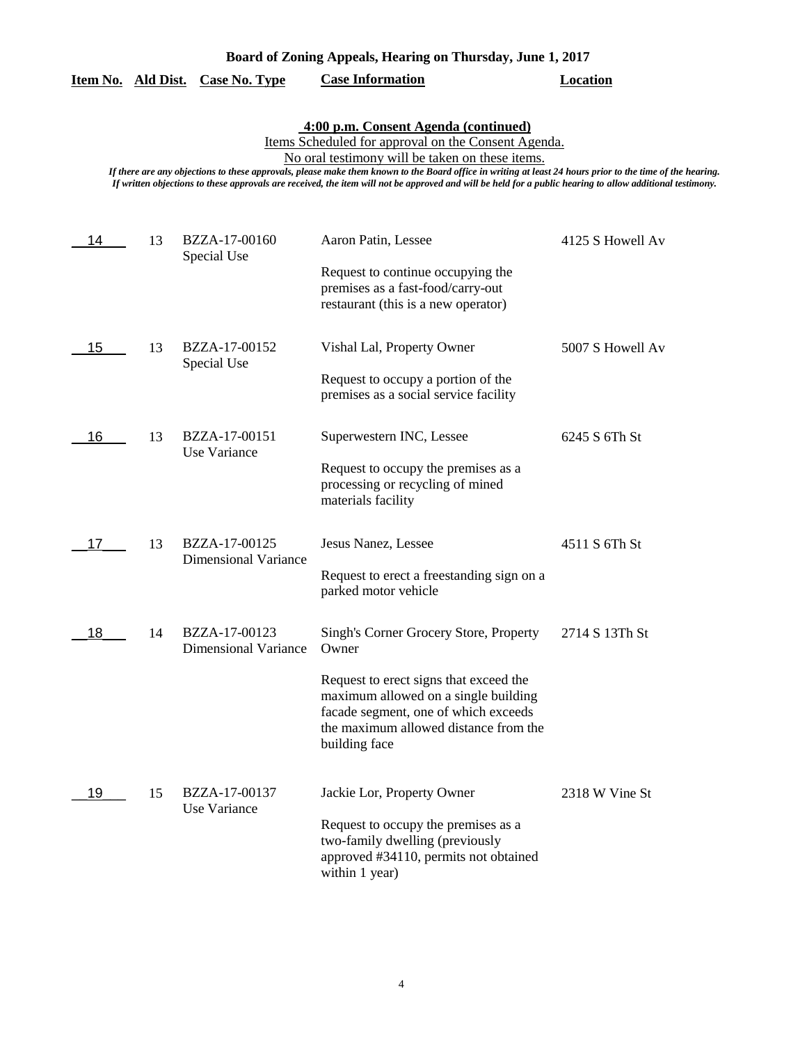**Board of Zoning Appeals, Hearing on Thursday, June 1, 2017**

## 4:00 p.m. Consent Agenda (continued)

Items Scheduled for approval on the Consent Agenda.

No oral testimony will be taken on these items.

*If there are any objections to these approvals, please make them known to the Board office in writing at least 24 hours prior to the time of the hearing. If written objections to these approvals are received, the item will not be approved and will be held for a public hearing to allow additional testimony.*

| Item No. | Ald Dist. | Case No. Type | Case Information | Location |
|---|---|---|---|---|
| 14 | 13 | BZZA-17-00160 Special Use | Aaron Patin, Lessee<br><br>Request to continue occupying the premises as a fast-food/carry-out restaurant (this is a new operator) | 4125 S Howell Av |
| 15 | 13 | BZZA-17-00152 Special Use | Vishal Lal, Property Owner<br><br>Request to occupy a portion of the premises as a social service facility | 5007 S Howell Av |
| 16 | 13 | BZZA-17-00151 Use Variance | Superwestern INC, Lessee<br><br>Request to occupy the premises as a processing or recycling of mined materials facility | 6245 S 6Th St |
| 17 | 13 | BZZA-17-00125 Dimensional Variance | Jesus Nanez, Lessee<br><br>Request to erect a freestanding sign on a parked motor vehicle | 4511 S 6Th St |
| 18 | 14 | BZZA-17-00123 Dimensional Variance | Singh's Corner Grocery Store, Property Owner<br><br>Request to erect signs that exceed the maximum allowed on a single building facade segment, one of which exceeds the maximum allowed distance from the building face | 2714 S 13Th St |
| 19 | 15 | BZZA-17-00137 Use Variance | Jackie Lor, Property Owner<br><br>Request to occupy the premises as a two-family dwelling (previously approved #34110, permits not obtained within 1 year) | 2318 W Vine St |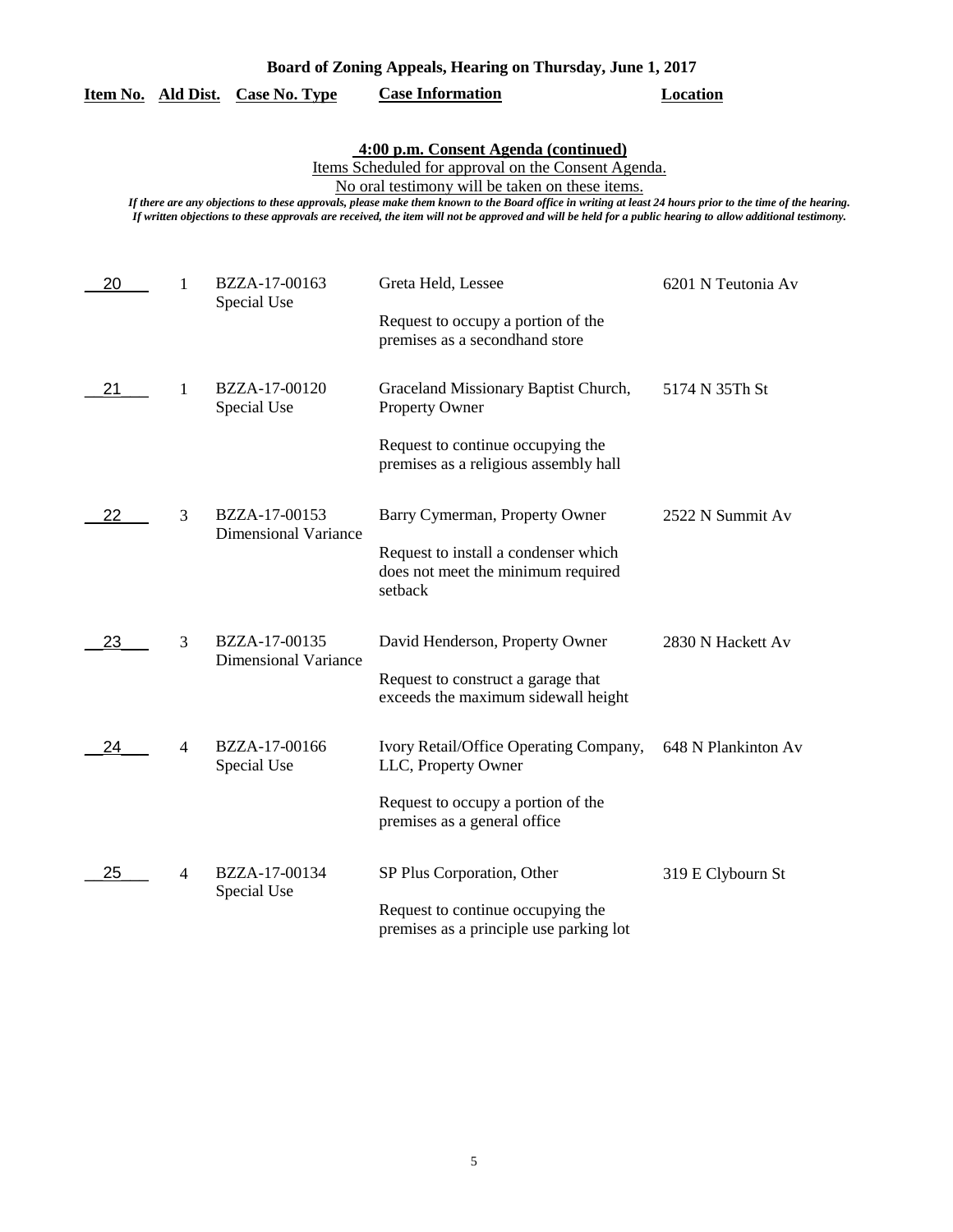**Board of Zoning Appeals, Hearing on Thursday, June 1, 2017**

**4:00 p.m. Consent Agenda (continued)**

Items Scheduled for approval on the Consent Agenda.

No oral testimony will be taken on these items.

*If there are any objections to these approvals, please make them known to the Board office in writing at least 24 hours prior to the time of the hearing. If written objections to these approvals are received, the item will not be approved and will be held for a public hearing to allow additional testimony.*

| Item No. | Ald Dist. | Case No. Type | Case Information | Location |
|---|---|---|---|---|
| 20 | 1 | BZZA-17-00163 Special Use | Greta Held, Lessee<br><br>Request to occupy a portion of the premises as a secondhand store | 6201 N Teutonia Av |
| 21 | 1 | BZZA-17-00120 Special Use | Graceland Missionary Baptist Church, Property Owner<br><br>Request to continue occupying the premises as a religious assembly hall | 5174 N 35Th St |
| 22 | 3 | BZZA-17-00153 Dimensional Variance | Barry Cymerman, Property Owner<br><br>Request to install a condenser which does not meet the minimum required setback | 2522 N Summit Av |
| 23 | 3 | BZZA-17-00135 Dimensional Variance | David Henderson, Property Owner<br><br>Request to construct a garage that exceeds the maximum sidewall height | 2830 N Hackett Av |
| 24 | 4 | BZZA-17-00166 Special Use | Ivory Retail/Office Operating Company, LLC, Property Owner<br><br>Request to occupy a portion of the premises as a general office | 648 N Plankinton Av |
| 25 | 4 | BZZA-17-00134 Special Use | SP Plus Corporation, Other<br><br>Request to continue occupying the premises as a principle use parking lot | 319 E Clybourn St |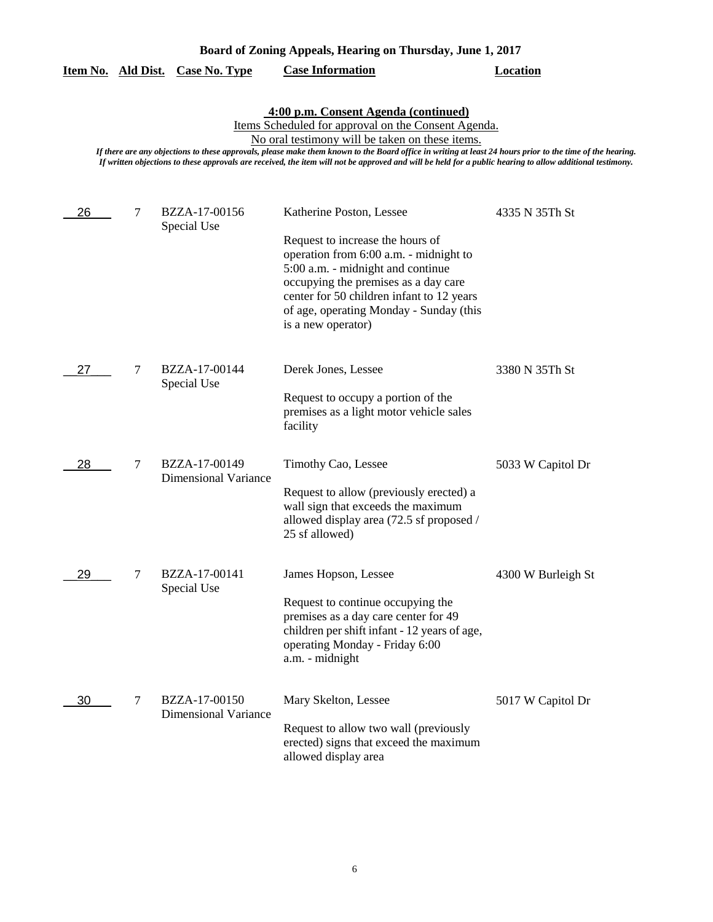**Board of Zoning Appeals, Hearing on Thursday, June 1, 2017**

| Item No. | Ald Dist. | Case No. Type | Case Information | Location |
|---|---|---|---|---|

**4:00 p.m. Consent Agenda (continued)**

Items Scheduled for approval on the Consent Agenda.

No oral testimony will be taken on these items.

*If there are any objections to these approvals, please make them known to the Board office in writing at least 24 hours prior to the time of the hearing. If written objections to these approvals are received, the item will not be approved and will be held for a public hearing to allow additional testimony.*

| Item No. | Ald Dist. | Case No. Type | Case Information | Location |
|---|---|---|---|---|
| 26 | 7 | BZZA-17-00156 Special Use | Katherine Poston, Lessee<br><br>Request to increase the hours of operation from 6:00 a.m. - midnight to 5:00 a.m. - midnight and continue occupying the premises as a day care center for 50 children infant to 12 years of age, operating Monday - Sunday (this is a new operator) | 4335 N 35Th St |
| 27 | 7 | BZZA-17-00144 Special Use | Derek Jones, Lessee<br><br>Request to occupy a portion of the premises as a light motor vehicle sales facility | 3380 N 35Th St |
| 28 | 7 | BZZA-17-00149 Dimensional Variance | Timothy Cao, Lessee<br><br>Request to allow (previously erected) a wall sign that exceeds the maximum allowed display area (72.5 sf proposed / 25 sf allowed) | 5033 W Capitol Dr |
| 29 | 7 | BZZA-17-00141 Special Use | James Hopson, Lessee<br><br>Request to continue occupying the premises as a day care center for 49 children per shift infant - 12 years of age, operating Monday - Friday 6:00 a.m. - midnight | 4300 W Burleigh St |
| 30 | 7 | BZZA-17-00150 Dimensional Variance | Mary Skelton, Lessee<br><br>Request to allow two wall (previously erected) signs that exceed the maximum allowed display area | 5017 W Capitol Dr |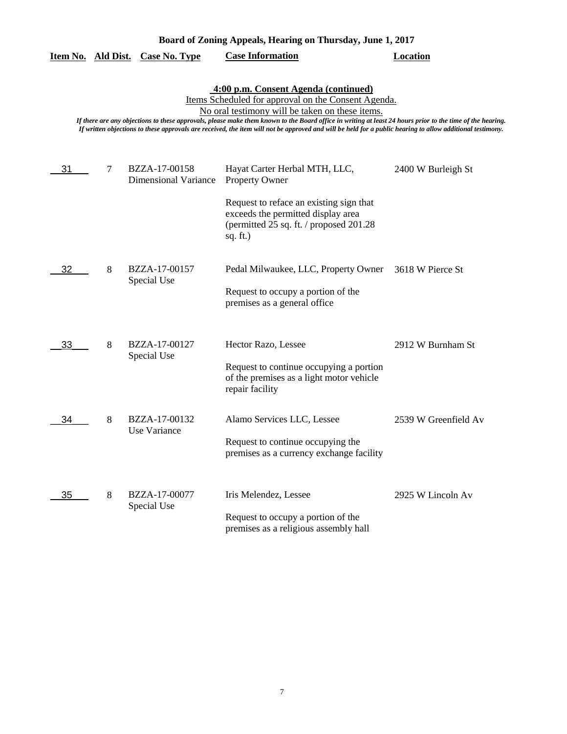**Board of Zoning Appeals, Hearing on Thursday, June 1, 2017**

**4:00 p.m. Consent Agenda (continued)**

Items Scheduled for approval on the Consent Agenda.

No oral testimony will be taken on these items.

*If there are any objections to these approvals, please make them known to the Board office in writing at least 24 hours prior to the time of the hearing. If written objections to these approvals are received, the item will not be approved and will be held for a public hearing to allow additional testimony.*

| Item No. | Ald Dist. | Case No. Type | Case Information | Location |
|---|---|---|---|---|
| 31 | 7 | BZZA-17-00158 Dimensional Variance | Hayat Carter Herbal MTH, LLC, Property Owner<br><br>Request to reface an existing sign that exceeds the permitted display area (permitted 25 sq. ft. / proposed 201.28 sq. ft.) | 2400 W Burleigh St |
| 32 | 8 | BZZA-17-00157 Special Use | Pedal Milwaukee, LLC, Property Owner<br><br>Request to occupy a portion of the premises as a general office | 3618 W Pierce St |
| 33 | 8 | BZZA-17-00127 Special Use | Hector Razo, Lessee<br><br>Request to continue occupying a portion of the premises as a light motor vehicle repair facility | 2912 W Burnham St |
| 34 | 8 | BZZA-17-00132 Use Variance | Alamo Services LLC, Lessee<br><br>Request to continue occupying the premises as a currency exchange facility | 2539 W Greenfield Av |
| 35 | 8 | BZZA-17-00077 Special Use | Iris Melendez, Lessee<br><br>Request to occupy a portion of the premises as a religious assembly hall | 2925 W Lincoln Av |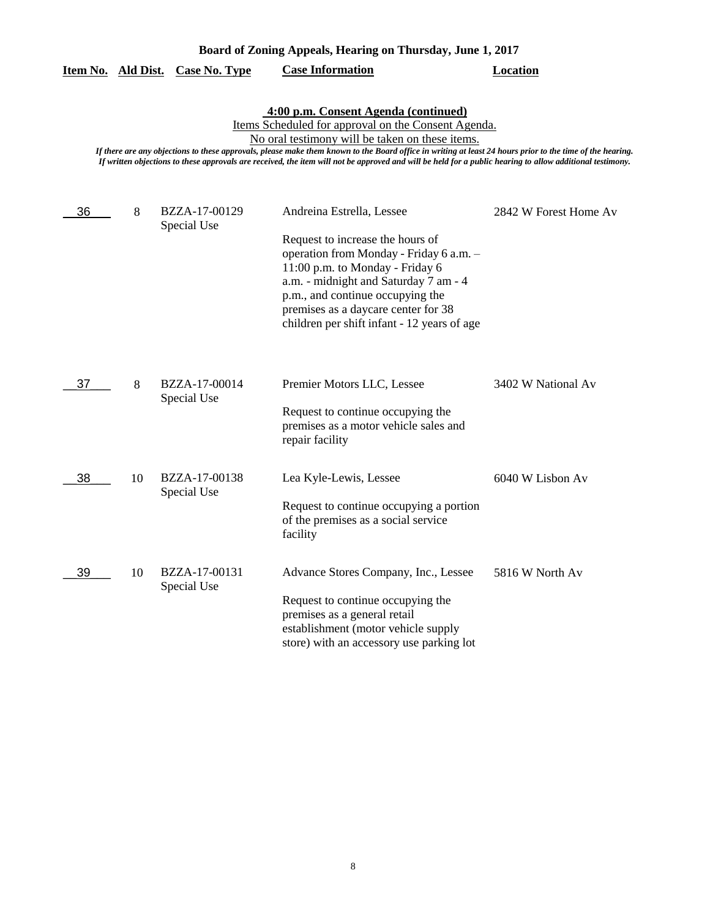**Board of Zoning Appeals, Hearing on Thursday, June 1, 2017**

**4:00 p.m. Consent Agenda (continued)**

Items Scheduled for approval on the Consent Agenda.

No oral testimony will be taken on these items.

*If there are any objections to these approvals, please make them known to the Board office in writing at least 24 hours prior to the time of the hearing. If written objections to these approvals are received, the item will not be approved and will be held for a public hearing to allow additional testimony.*

| Item No. | Ald Dist. | Case No. Type | Case Information | Location |
|---|---|---|---|---|
| 36 | 8 | BZZA-17-00129 Special Use | Andreina Estrella, Lessee<br><br>Request to increase the hours of operation from Monday - Friday 6 a.m. – 11:00 p.m. to Monday - Friday 6 a.m. - midnight and Saturday 7 am - 4 p.m., and continue occupying the premises as a daycare center for 38 children per shift infant - 12 years of age | 2842 W Forest Home Av |
| 37 | 8 | BZZA-17-00014 Special Use | Premier Motors LLC, Lessee<br><br>Request to continue occupying the premises as a motor vehicle sales and repair facility | 3402 W National Av |
| 38 | 10 | BZZA-17-00138 Special Use | Lea Kyle-Lewis, Lessee<br><br>Request to continue occupying a portion of the premises as a social service facility | 6040 W Lisbon Av |
| 39 | 10 | BZZA-17-00131 Special Use | Advance Stores Company, Inc., Lessee<br><br>Request to continue occupying the premises as a general retail establishment (motor vehicle supply store) with an accessory use parking lot | 5816 W North Av |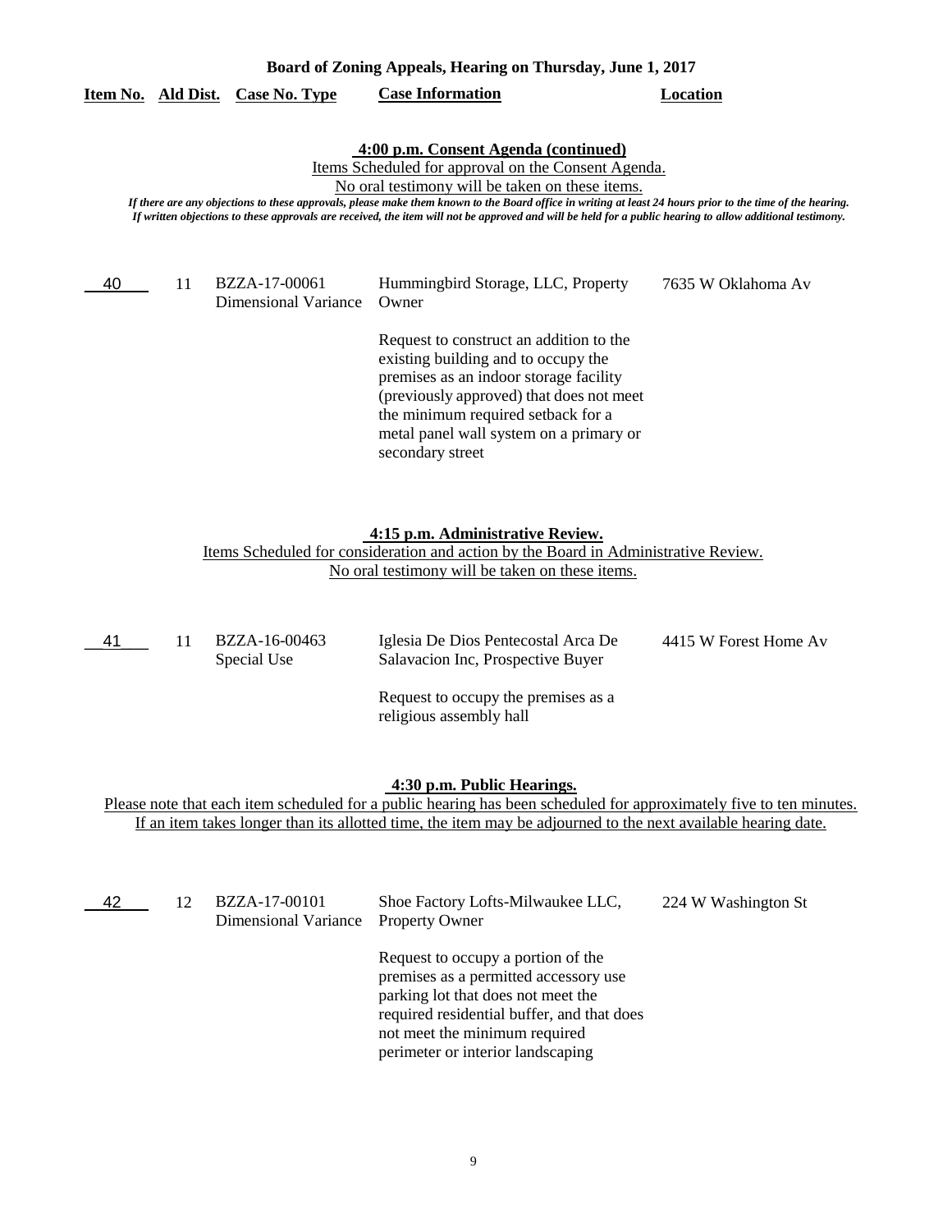**Board of Zoning Appeals, Hearing on Thursday, June 1, 2017**

| Item No. | Ald Dist. | Case No. Type | Case Information | Location |
|---|---|---|---|---|

### 4:00 p.m. Consent Agenda (continued)

Items Scheduled for approval on the Consent Agenda.

No oral testimony will be taken on these items.

*If there are any objections to these approvals, please make them known to the Board office in writing at least 24 hours prior to the time of the hearing. If written objections to these approvals are received, the item will not be approved and will be held for a public hearing to allow additional testimony.*

| Item No. | Ald Dist. | Case No. Type | Case Information | Location |
|---|---|---|---|---|
| 40 | 11 | BZZA-17-00061 Dimensional Variance | Hummingbird Storage, LLC, Property Owner<br><br>Request to construct an addition to the existing building and to occupy the premises as an indoor storage facility (previously approved) that does not meet the minimum required setback for a metal panel wall system on a primary or secondary street | 7635 W Oklahoma Av |

### 4:15 p.m. Administrative Review.

Items Scheduled for consideration and action by the Board in Administrative Review.

No oral testimony will be taken on these items.

| Item No. | Ald Dist. | Case No. Type | Case Information | Location |
|---|---|---|---|---|
| 41 | 11 | BZZA-16-00463 Special Use | Iglesia De Dios Pentecostal Arca De Salavacion Inc, Prospective Buyer<br><br>Request to occupy the premises as a religious assembly hall | 4415 W Forest Home Av |

### 4:30 p.m. Public Hearings.

Please note that each item scheduled for a public hearing has been scheduled for approximately five to ten minutes. If an item takes longer than its allotted time, the item may be adjourned to the next available hearing date.

| Item No. | Ald Dist. | Case No. Type | Case Information | Location |
|---|---|---|---|---|
| 42 | 12 | BZZA-17-00101 Dimensional Variance | Shoe Factory Lofts-Milwaukee LLC, Property Owner<br><br>Request to occupy a portion of the premises as a permitted accessory use parking lot that does not meet the required residential buffer, and that does not meet the minimum required perimeter or interior landscaping | 224 W Washington St |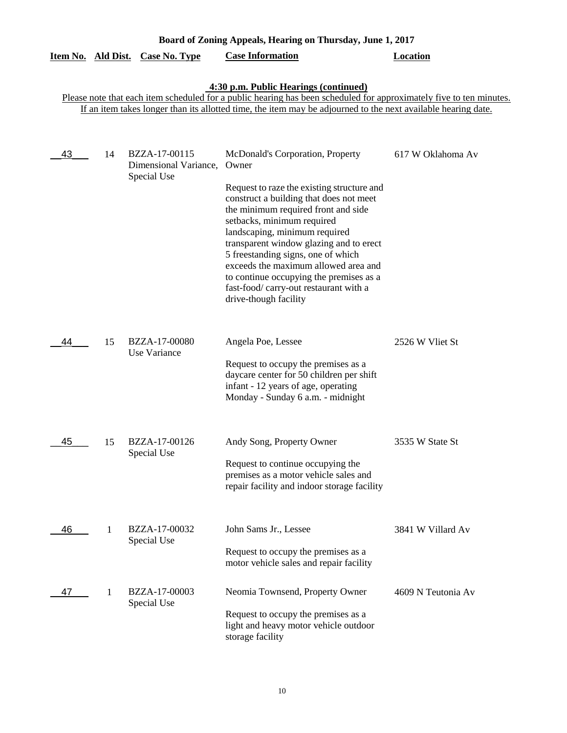# Board of Zoning Appeals, Hearing on Thursday, June 1, 2017

## 4:30 p.m. Public Hearings (continued)

Please note that each item scheduled for a public hearing has been scheduled for approximately five to ten minutes. If an item takes longer than its allotted time, the item may be adjourned to the next available hearing date.

| Item No. | Ald Dist. | Case No. Type | Case Information | Location |
|---|---|---|---|---|
| 43 | 14 | BZZA-17-00115 Dimensional Variance, Special Use | McDonald's Corporation, Property Owner<br><br>Request to raze the existing structure and construct a building that does not meet the minimum required front and side setbacks, minimum required landscaping, minimum required transparent window glazing and to erect 5 freestanding signs, one of which exceeds the maximum allowed area and to continue occupying the premises as a fast-food/ carry-out restaurant with a drive-though facility | 617 W Oklahoma Av |
| 44 | 15 | BZZA-17-00080 Use Variance | Angela Poe, Lessee<br><br>Request to occupy the premises as a daycare center for 50 children per shift infant - 12 years of age, operating Monday - Sunday 6 a.m. - midnight | 2526 W Vliet St |
| 45 | 15 | BZZA-17-00126 Special Use | Andy Song, Property Owner<br><br>Request to continue occupying the premises as a motor vehicle sales and repair facility and indoor storage facility | 3535 W State St |
| 46 | 1 | BZZA-17-00032 Special Use | John Sams Jr., Lessee<br><br>Request to occupy the premises as a motor vehicle sales and repair facility | 3841 W Villard Av |
| 47 | 1 | BZZA-17-00003 Special Use | Neomia Townsend, Property Owner<br><br>Request to occupy the premises as a light and heavy motor vehicle outdoor storage facility | 4609 N Teutonia Av |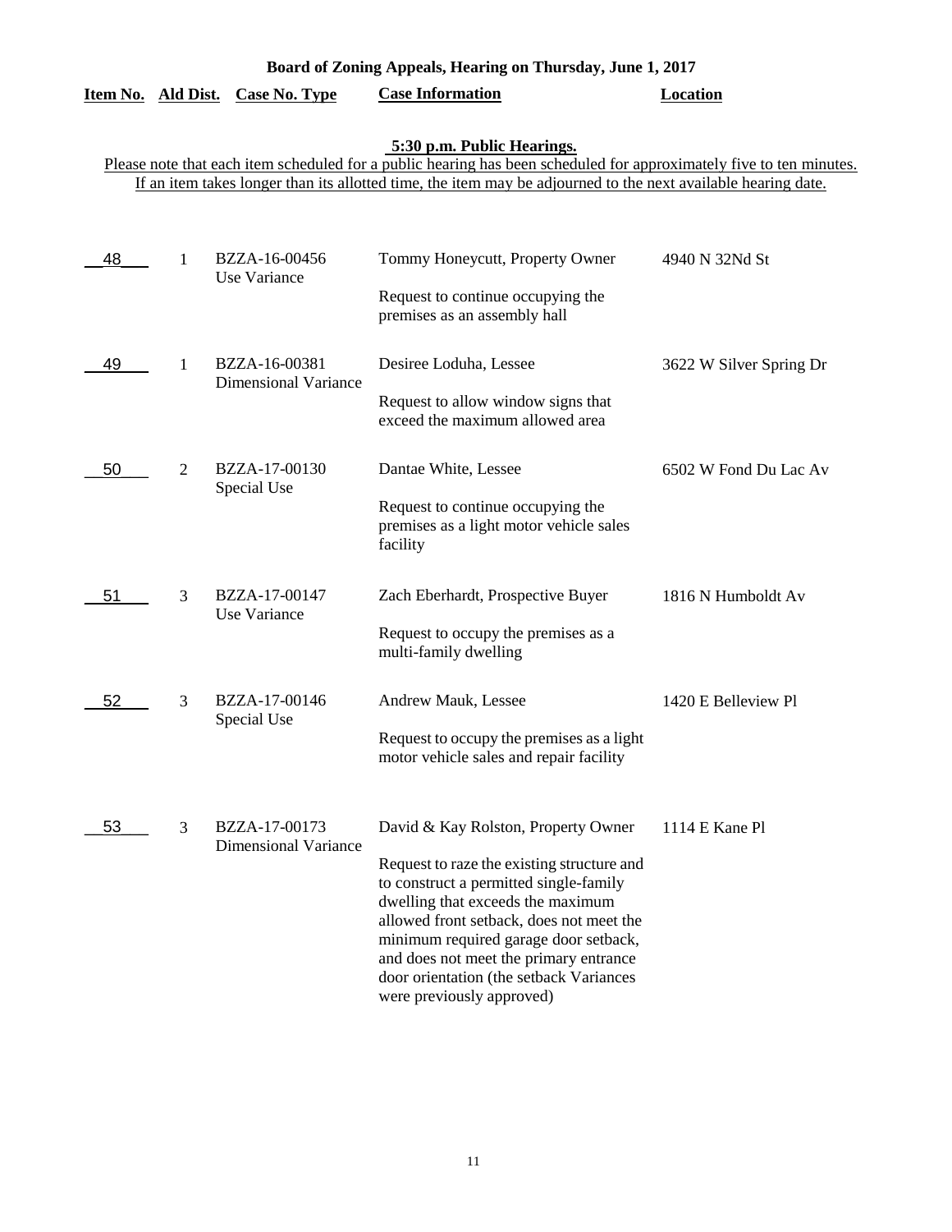**Board of Zoning Appeals, Hearing on Thursday, June 1, 2017**

**5:30 p.m. Public Hearings.**

Please note that each item scheduled for a public hearing has been scheduled for approximately five to ten minutes. If an item takes longer than its allotted time, the item may be adjourned to the next available hearing date.

| Item No. | Ald Dist. | Case No. Type | Case Information | Location |
|---|---|---|---|---|
| 48 | 1 | BZZA-16-00456 Use Variance | Tommy Honeycutt, Property Owner<br><br>Request to continue occupying the premises as an assembly hall | 4940 N 32Nd St |
| 49 | 1 | BZZA-16-00381 Dimensional Variance | Desiree Loduha, Lessee<br><br>Request to allow window signs that exceed the maximum allowed area | 3622 W Silver Spring Dr |
| 50 | 2 | BZZA-17-00130 Special Use | Dantae White, Lessee<br><br>Request to continue occupying the premises as a light motor vehicle sales facility | 6502 W Fond Du Lac Av |
| 51 | 3 | BZZA-17-00147 Use Variance | Zach Eberhardt, Prospective Buyer<br><br>Request to occupy the premises as a multi-family dwelling | 1816 N Humboldt Av |
| 52 | 3 | BZZA-17-00146 Special Use | Andrew Mauk, Lessee<br><br>Request to occupy the premises as a light motor vehicle sales and repair facility | 1420 E Belleview Pl |
| 53 | 3 | BZZA-17-00173 Dimensional Variance | David & Kay Rolston, Property Owner<br><br>Request to raze the existing structure and to construct a permitted single-family dwelling that exceeds the maximum allowed front setback, does not meet the minimum required garage door setback, and does not meet the primary entrance door orientation (the setback Variances were previously approved) | 1114 E Kane Pl |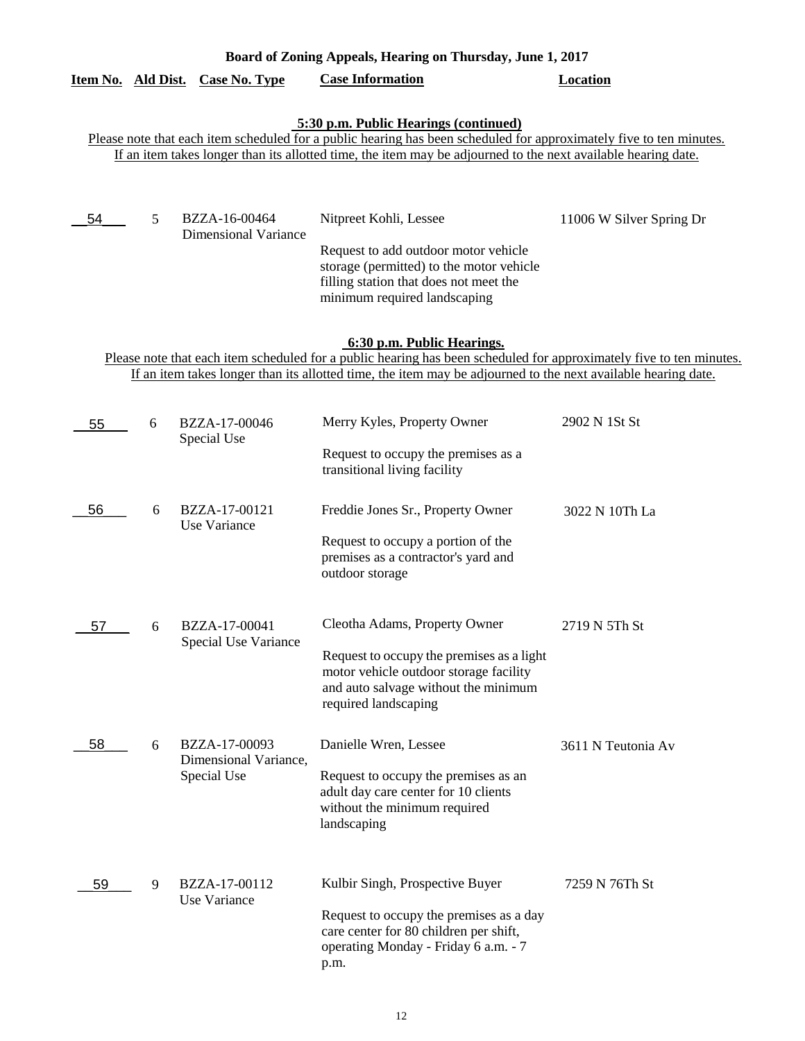**Board of Zoning Appeals, Hearing on Thursday, June 1, 2017**

**5:30 p.m. Public Hearings (continued)**

Please note that each item scheduled for a public hearing has been scheduled for approximately five to ten minutes. If an item takes longer than its allotted time, the item may be adjourned to the next available hearing date.

| Item No. | Ald Dist. | Case No. Type | Case Information | Location |
|---|---|---|---|---|
| 54 | 5 | BZZA-16-00464 Dimensional Variance | Nitpreet Kohli, Lessee<br><br>Request to add outdoor motor vehicle storage (permitted) to the motor vehicle filling station that does not meet the minimum required landscaping | 11006 W Silver Spring Dr |

**6:30 p.m. Public Hearings.**

Please note that each item scheduled for a public hearing has been scheduled for approximately five to ten minutes. If an item takes longer than its allotted time, the item may be adjourned to the next available hearing date.

| Item No. | Ald Dist. | Case No. Type | Case Information | Location |
|---|---|---|---|---|
| 55 | 6 | BZZA-17-00046 Special Use | Merry Kyles, Property Owner<br><br>Request to occupy the premises as a transitional living facility | 2902 N 1St St |
| 56 | 6 | BZZA-17-00121 Use Variance | Freddie Jones Sr., Property Owner<br><br>Request to occupy a portion of the premises as a contractor's yard and outdoor storage | 3022 N 10Th La |
| 57 | 6 | BZZA-17-00041 Special Use Variance | Cleotha Adams, Property Owner<br><br>Request to occupy the premises as a light motor vehicle outdoor storage facility and auto salvage without the minimum required landscaping | 2719 N 5Th St |
| 58 | 6 | BZZA-17-00093 Dimensional Variance, Special Use | Danielle Wren, Lessee<br><br>Request to occupy the premises as an adult day care center for 10 clients without the minimum required landscaping | 3611 N Teutonia Av |
| 59 | 9 | BZZA-17-00112 Use Variance | Kulbir Singh, Prospective Buyer<br><br>Request to occupy the premises as a day care center for 80 children per shift, operating Monday - Friday 6 a.m. - 7 p.m. | 7259 N 76Th St |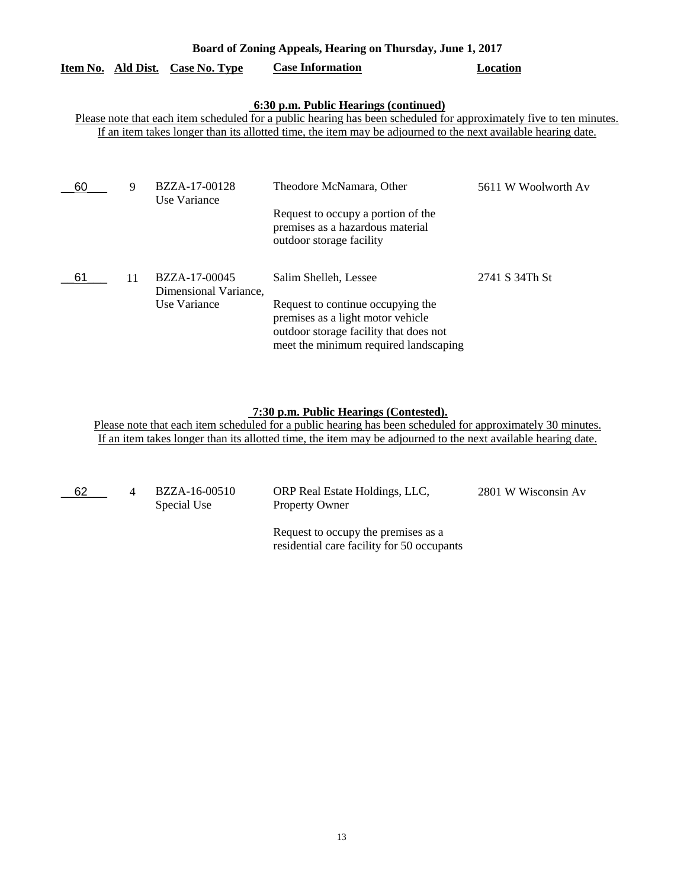**Board of Zoning Appeals, Hearing on Thursday, June 1, 2017**

| Item No. | Ald Dist. | Case No. Type | Case Information | Location |
|---|---|---|---|---|

**6:30 p.m. Public Hearings (continued)**

Please note that each item scheduled for a public hearing has been scheduled for approximately five to ten minutes. If an item takes longer than its allotted time, the item may be adjourned to the next available hearing date.

| Item No. | Ald Dist. | Case No. Type | Case Information | Location |
|---|---|---|---|---|
| 60 | 9 | BZZA-17-00128<br>Use Variance | Theodore McNamara, Other<br><br>Request to occupy a portion of the premises as a hazardous material outdoor storage facility | 5611 W Woolworth Av |
| 61 | 11 | BZZA-17-00045<br>Dimensional Variance, Use Variance | Salim Shelleh, Lessee<br><br>Request to continue occupying the premises as a light motor vehicle outdoor storage facility that does not meet the minimum required landscaping | 2741 S 34Th St |

**7:30 p.m. Public Hearings (Contested).**

Please note that each item scheduled for a public hearing has been scheduled for approximately 30 minutes. If an item takes longer than its allotted time, the item may be adjourned to the next available hearing date.

| Item No. | Ald Dist. | Case No. Type | Case Information | Location |
|---|---|---|---|---|
| 62 | 4 | BZZA-16-00510<br>Special Use | ORP Real Estate Holdings, LLC, Property Owner<br><br>Request to occupy the premises as a residential care facility for 50 occupants | 2801 W Wisconsin Av |